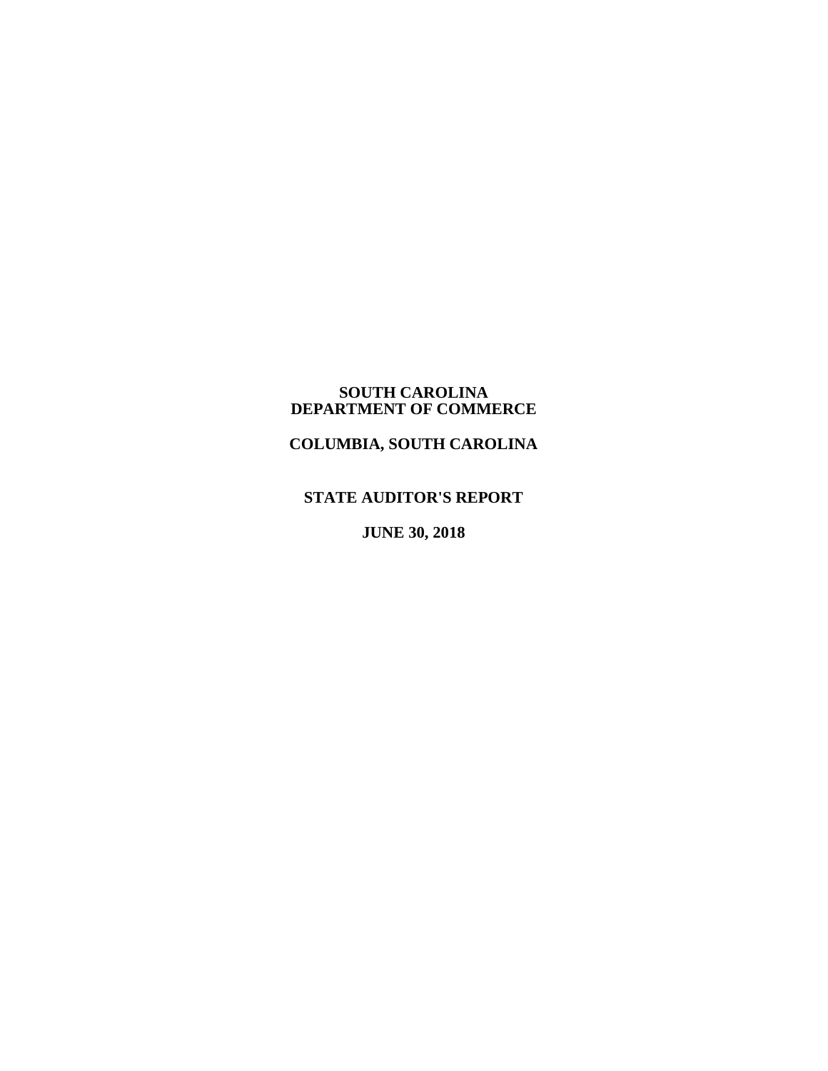# SOUTH CAROLINA DEPARTMENT OF COMMERCE

## COLUMBIA, SOUTH CAROLINA

## STATE AUDITOR'S REPORT

## JUNE 30, 2018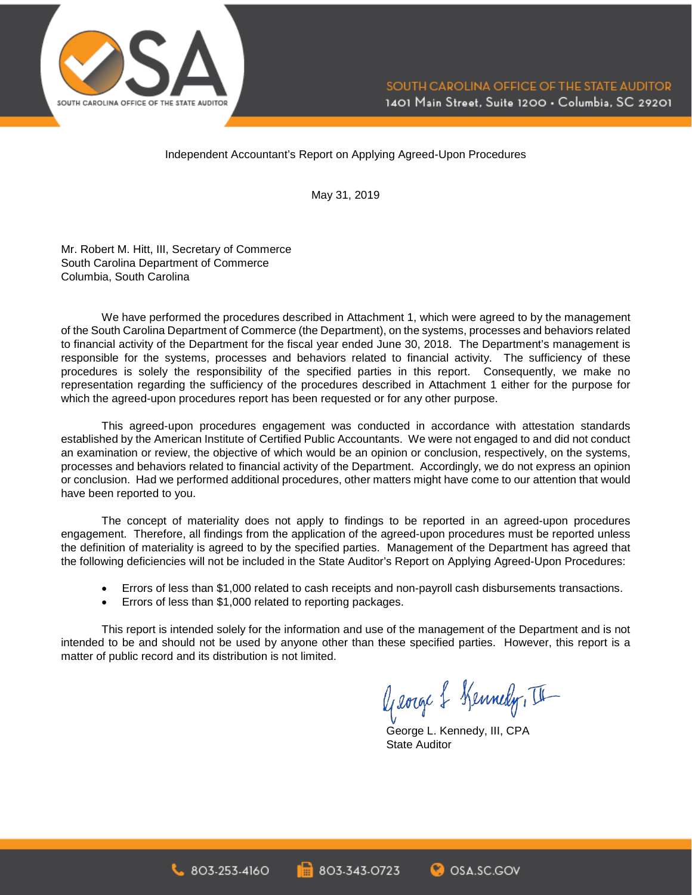SOUTH CAROLINA OFFICE OF THE STATE AUDITOR
1401 Main Street, Suite 1200 • Columbia, SC 29201

Independent Accountant's Report on Applying Agreed-Upon Procedures

May 31, 2019

Mr. Robert M. Hitt, III, Secretary of Commerce
South Carolina Department of Commerce
Columbia, South Carolina

We have performed the procedures described in Attachment 1, which were agreed to by the management of the South Carolina Department of Commerce (the Department), on the systems, processes and behaviors related to financial activity of the Department for the fiscal year ended June 30, 2018. The Department's management is responsible for the systems, processes and behaviors related to financial activity. The sufficiency of these procedures is solely the responsibility of the specified parties in this report. Consequently, we make no representation regarding the sufficiency of the procedures described in Attachment 1 either for the purpose for which the agreed-upon procedures report has been requested or for any other purpose.

This agreed-upon procedures engagement was conducted in accordance with attestation standards established by the American Institute of Certified Public Accountants. We were not engaged to and did not conduct an examination or review, the objective of which would be an opinion or conclusion, respectively, on the systems, processes and behaviors related to financial activity of the Department. Accordingly, we do not express an opinion or conclusion. Had we performed additional procedures, other matters might have come to our attention that would have been reported to you.

The concept of materiality does not apply to findings to be reported in an agreed-upon procedures engagement. Therefore, all findings from the application of the agreed-upon procedures must be reported unless the definition of materiality is agreed to by the specified parties. Management of the Department has agreed that the following deficiencies will not be included in the State Auditor's Report on Applying Agreed-Upon Procedures:

- Errors of less than $1,000 related to cash receipts and non-payroll cash disbursements transactions.
- Errors of less than $1,000 related to reporting packages.

This report is intended solely for the information and use of the management of the Department and is not intended to be and should not be used by anyone other than these specified parties. However, this report is a matter of public record and its distribution is not limited.

George L. Kennedy, III, CPA
State Auditor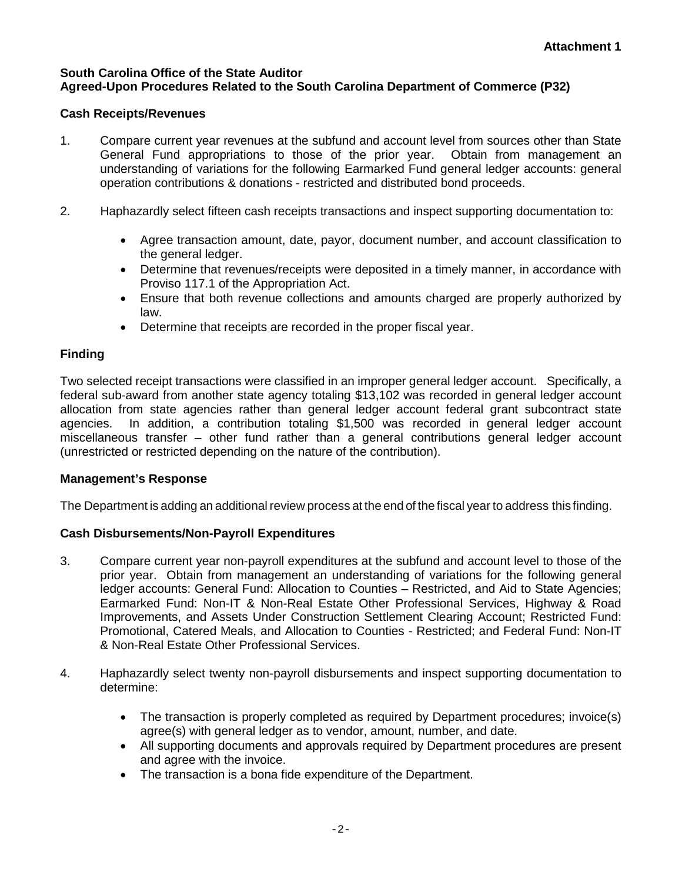**Attachment 1**

**South Carolina Office of the State Auditor**
**Agreed-Upon Procedures Related to the South Carolina Department of Commerce (P32)**

**Cash Receipts/Revenues**

1. Compare current year revenues at the subfund and account level from sources other than State General Fund appropriations to those of the prior year. Obtain from management an understanding of variations for the following Earmarked Fund general ledger accounts: general operation contributions & donations - restricted and distributed bond proceeds.

2. Haphazardly select fifteen cash receipts transactions and inspect supporting documentation to:

   - Agree transaction amount, date, payor, document number, and account classification to the general ledger.
   - Determine that revenues/receipts were deposited in a timely manner, in accordance with Proviso 117.1 of the Appropriation Act.
   - Ensure that both revenue collections and amounts charged are properly authorized by law.
   - Determine that receipts are recorded in the proper fiscal year.

## Finding

Two selected receipt transactions were classified in an improper general ledger account. Specifically, a federal sub-award from another state agency totaling $13,102 was recorded in general ledger account allocation from state agencies rather than general ledger account federal grant subcontract state agencies. In addition, a contribution totaling $1,500 was recorded in general ledger account miscellaneous transfer – other fund rather than a general contributions general ledger account (unrestricted or restricted depending on the nature of the contribution).

**Management's Response**

The Department is adding an additional review process at the end of the fiscal year to address this finding.

**Cash Disbursements/Non-Payroll Expenditures**

3. Compare current year non-payroll expenditures at the subfund and account level to those of the prior year. Obtain from management an understanding of variations for the following general ledger accounts: General Fund: Allocation to Counties – Restricted, and Aid to State Agencies; Earmarked Fund: Non-IT & Non-Real Estate Other Professional Services, Highway & Road Improvements, and Assets Under Construction Settlement Clearing Account; Restricted Fund: Promotional, Catered Meals, and Allocation to Counties - Restricted; and Federal Fund: Non-IT & Non-Real Estate Other Professional Services.

4. Haphazardly select twenty non-payroll disbursements and inspect supporting documentation to determine:

   - The transaction is properly completed as required by Department procedures; invoice(s) agree(s) with general ledger as to vendor, amount, number, and date.
   - All supporting documents and approvals required by Department procedures are present and agree with the invoice.
   - The transaction is a bona fide expenditure of the Department.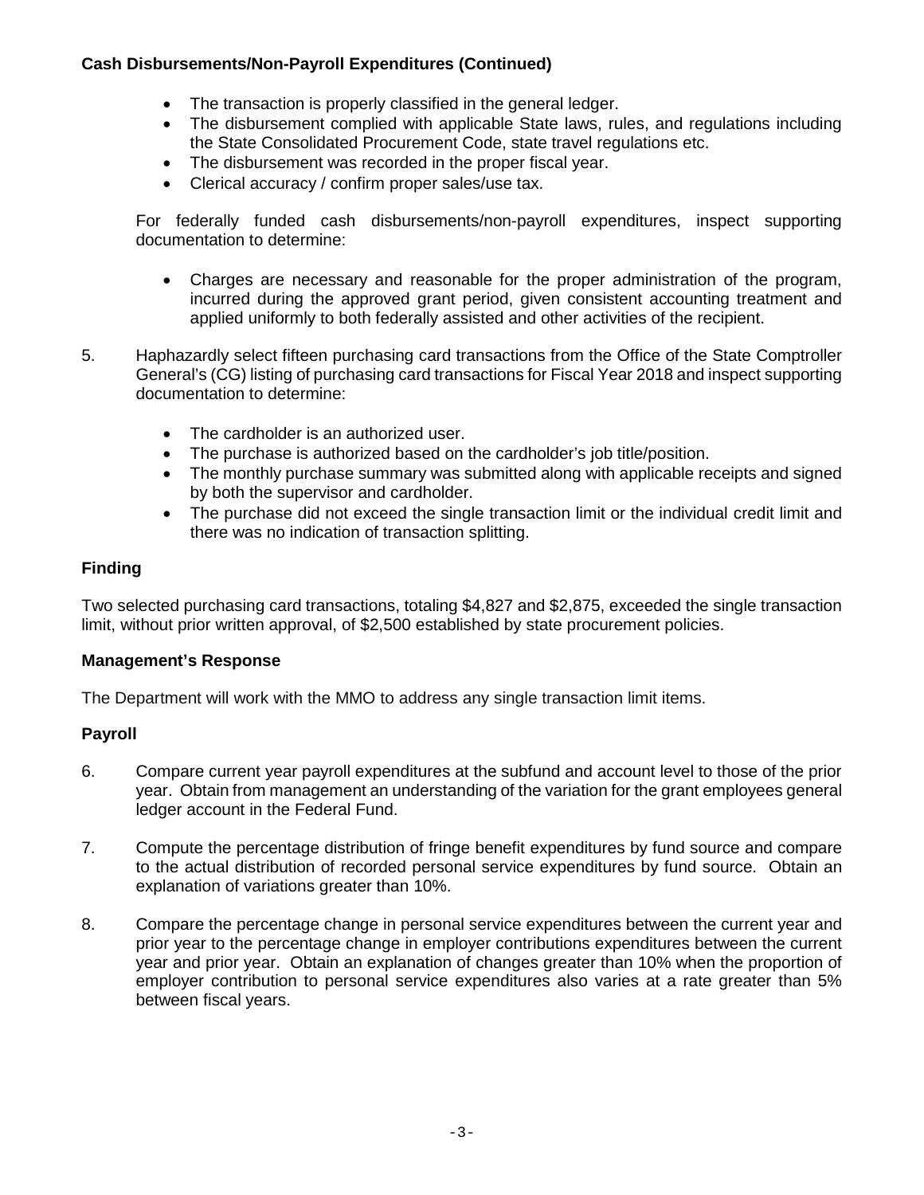**Cash Disbursements/Non-Payroll Expenditures (Continued)**

- The transaction is properly classified in the general ledger.
- The disbursement complied with applicable State laws, rules, and regulations including the State Consolidated Procurement Code, state travel regulations etc.
- The disbursement was recorded in the proper fiscal year.
- Clerical accuracy / confirm proper sales/use tax.

For federally funded cash disbursements/non-payroll expenditures, inspect supporting documentation to determine:

- Charges are necessary and reasonable for the proper administration of the program, incurred during the approved grant period, given consistent accounting treatment and applied uniformly to both federally assisted and other activities of the recipient.

5. Haphazardly select fifteen purchasing card transactions from the Office of the State Comptroller General's (CG) listing of purchasing card transactions for Fiscal Year 2018 and inspect supporting documentation to determine:

   - The cardholder is an authorized user.
   - The purchase is authorized based on the cardholder's job title/position.
   - The monthly purchase summary was submitted along with applicable receipts and signed by both the supervisor and cardholder.
   - The purchase did not exceed the single transaction limit or the individual credit limit and there was no indication of transaction splitting.

**Finding**

Two selected purchasing card transactions, totaling $4,827 and $2,875, exceeded the single transaction limit, without prior written approval, of $2,500 established by state procurement policies.

**Management's Response**

The Department will work with the MMO to address any single transaction limit items.

**Payroll**

6. Compare current year payroll expenditures at the subfund and account level to those of the prior year. Obtain from management an understanding of the variation for the grant employees general ledger account in the Federal Fund.

7. Compute the percentage distribution of fringe benefit expenditures by fund source and compare to the actual distribution of recorded personal service expenditures by fund source. Obtain an explanation of variations greater than 10%.

8. Compare the percentage change in personal service expenditures between the current year and prior year to the percentage change in employer contributions expenditures between the current year and prior year. Obtain an explanation of changes greater than 10% when the proportion of employer contribution to personal service expenditures also varies at a rate greater than 5% between fiscal years.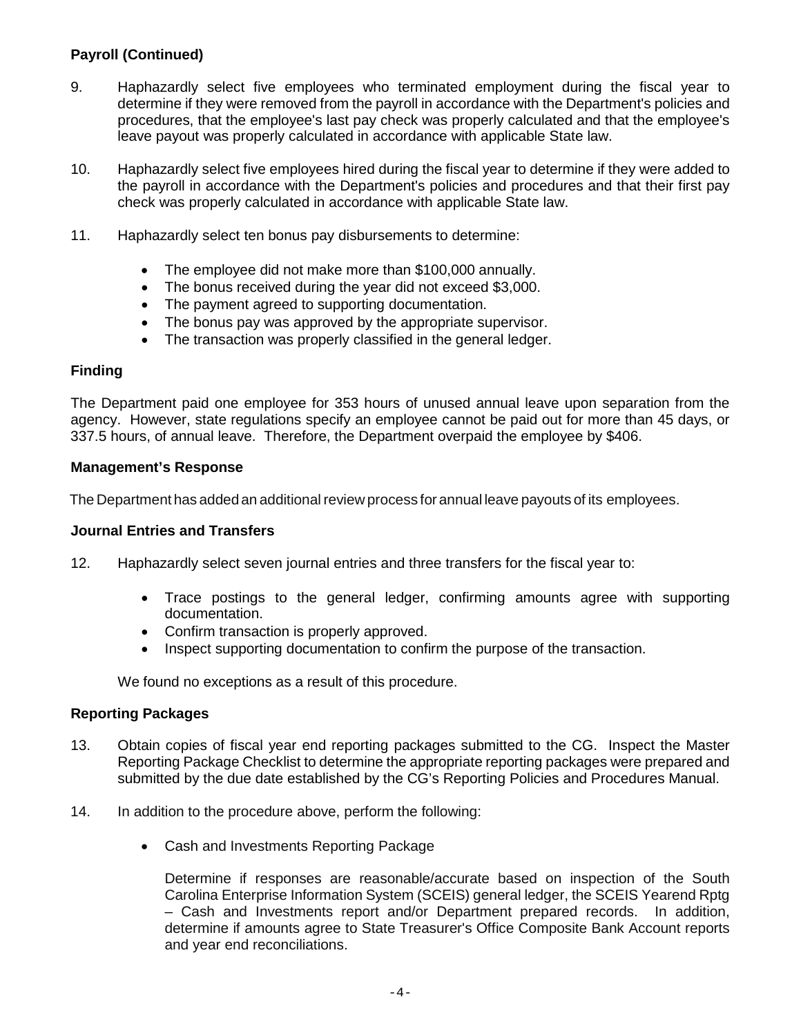### Payroll (Continued)

9. Haphazardly select five employees who terminated employment during the fiscal year to determine if they were removed from the payroll in accordance with the Department's policies and procedures, that the employee's last pay check was properly calculated and that the employee's leave payout was properly calculated in accordance with applicable State law.

10. Haphazardly select five employees hired during the fiscal year to determine if they were added to the payroll in accordance with the Department's policies and procedures and that their first pay check was properly calculated in accordance with applicable State law.

11. Haphazardly select ten bonus pay disbursements to determine:

    - The employee did not make more than $100,000 annually.
    - The bonus received during the year did not exceed $3,000.
    - The payment agreed to supporting documentation.
    - The bonus pay was approved by the appropriate supervisor.
    - The transaction was properly classified in the general ledger.

### Finding

The Department paid one employee for 353 hours of unused annual leave upon separation from the agency. However, state regulations specify an employee cannot be paid out for more than 45 days, or 337.5 hours, of annual leave. Therefore, the Department overpaid the employee by $406.

### Management's Response

The Department has added an additional review process for annual leave payouts of its employees.

### Journal Entries and Transfers

12. Haphazardly select seven journal entries and three transfers for the fiscal year to:

    - Trace postings to the general ledger, confirming amounts agree with supporting documentation.
    - Confirm transaction is properly approved.
    - Inspect supporting documentation to confirm the purpose of the transaction.

    We found no exceptions as a result of this procedure.

### Reporting Packages

13. Obtain copies of fiscal year end reporting packages submitted to the CG. Inspect the Master Reporting Package Checklist to determine the appropriate reporting packages were prepared and submitted by the due date established by the CG's Reporting Policies and Procedures Manual.

14. In addition to the procedure above, perform the following:

    - Cash and Investments Reporting Package

      Determine if responses are reasonable/accurate based on inspection of the South Carolina Enterprise Information System (SCEIS) general ledger, the SCEIS Yearend Rptg – Cash and Investments report and/or Department prepared records. In addition, determine if amounts agree to State Treasurer's Office Composite Bank Account reports and year end reconciliations.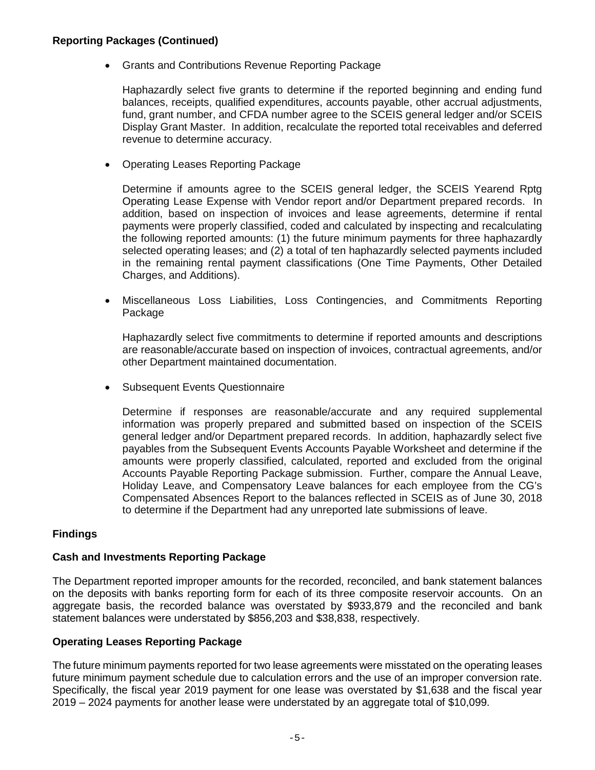**Reporting Packages (Continued)**

- Grants and Contributions Revenue Reporting Package

  Haphazardly select five grants to determine if the reported beginning and ending fund balances, receipts, qualified expenditures, accounts payable, other accrual adjustments, fund, grant number, and CFDA number agree to the SCEIS general ledger and/or SCEIS Display Grant Master. In addition, recalculate the reported total receivables and deferred revenue to determine accuracy.

- Operating Leases Reporting Package

  Determine if amounts agree to the SCEIS general ledger, the SCEIS Yearend Rptg Operating Lease Expense with Vendor report and/or Department prepared records. In addition, based on inspection of invoices and lease agreements, determine if rental payments were properly classified, coded and calculated by inspecting and recalculating the following reported amounts: (1) the future minimum payments for three haphazardly selected operating leases; and (2) a total of ten haphazardly selected payments included in the remaining rental payment classifications (One Time Payments, Other Detailed Charges, and Additions).

- Miscellaneous Loss Liabilities, Loss Contingencies, and Commitments Reporting Package

  Haphazardly select five commitments to determine if reported amounts and descriptions are reasonable/accurate based on inspection of invoices, contractual agreements, and/or other Department maintained documentation.

- Subsequent Events Questionnaire

  Determine if responses are reasonable/accurate and any required supplemental information was properly prepared and submitted based on inspection of the SCEIS general ledger and/or Department prepared records. In addition, haphazardly select five payables from the Subsequent Events Accounts Payable Worksheet and determine if the amounts were properly classified, calculated, reported and excluded from the original Accounts Payable Reporting Package submission. Further, compare the Annual Leave, Holiday Leave, and Compensatory Leave balances for each employee from the CG's Compensated Absences Report to the balances reflected in SCEIS as of June 30, 2018 to determine if the Department had any unreported late submissions of leave.

## Findings

### Cash and Investments Reporting Package

The Department reported improper amounts for the recorded, reconciled, and bank statement balances on the deposits with banks reporting form for each of its three composite reservoir accounts. On an aggregate basis, the recorded balance was overstated by $933,879 and the reconciled and bank statement balances were understated by $856,203 and $38,838, respectively.

### Operating Leases Reporting Package

The future minimum payments reported for two lease agreements were misstated on the operating leases future minimum payment schedule due to calculation errors and the use of an improper conversion rate. Specifically, the fiscal year 2019 payment for one lease was overstated by $1,638 and the fiscal year 2019 – 2024 payments for another lease were understated by an aggregate total of $10,099.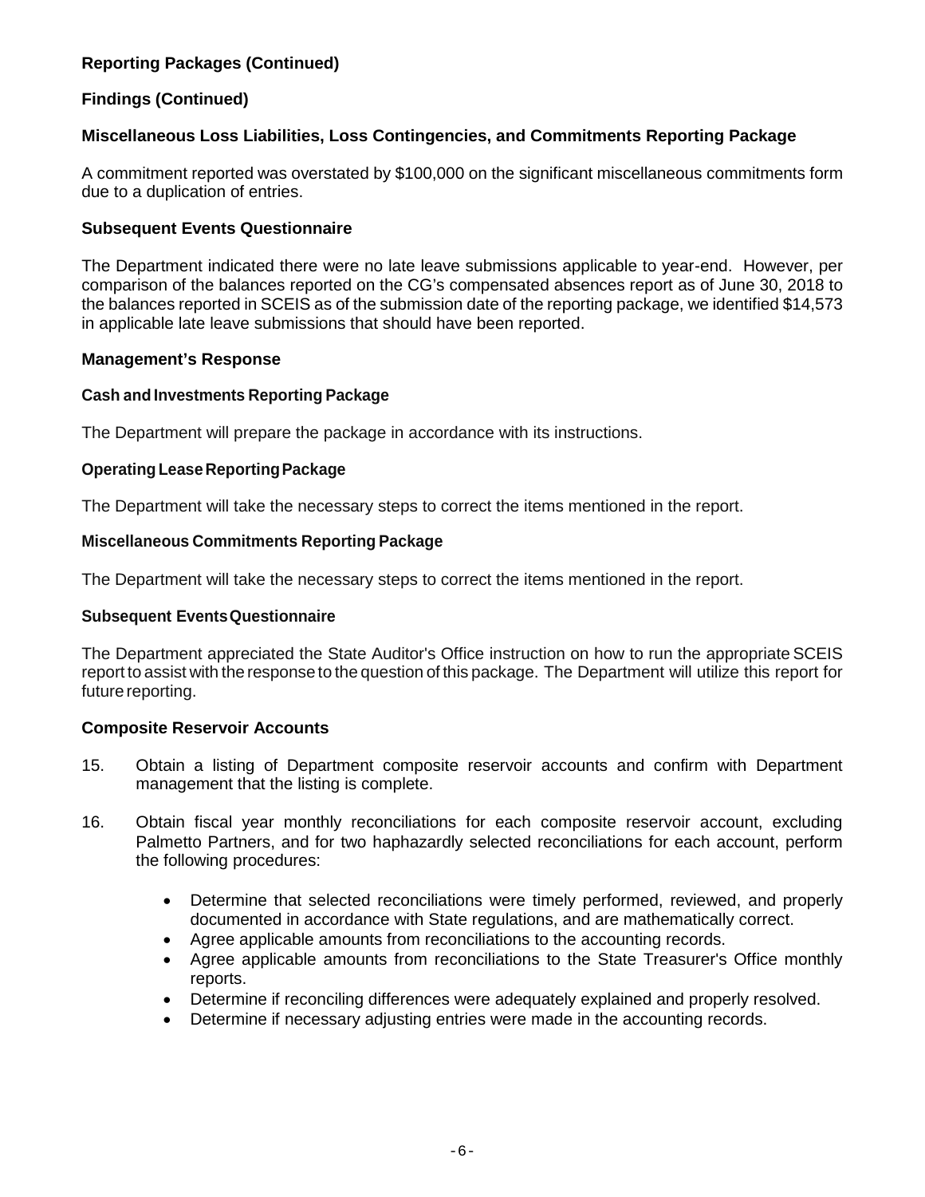**Reporting Packages (Continued)**

**Findings (Continued)**

**Miscellaneous Loss Liabilities, Loss Contingencies, and Commitments Reporting Package**

A commitment reported was overstated by $100,000 on the significant miscellaneous commitments form due to a duplication of entries.

**Subsequent Events Questionnaire**

The Department indicated there were no late leave submissions applicable to year-end. However, per comparison of the balances reported on the CG's compensated absences report as of June 30, 2018 to the balances reported in SCEIS as of the submission date of the reporting package, we identified $14,573 in applicable late leave submissions that should have been reported.

**Management's Response**

**Cash and Investments Reporting Package**

The Department will prepare the package in accordance with its instructions.

**Operating Lease Reporting Package**

The Department will take the necessary steps to correct the items mentioned in the report.

**Miscellaneous Commitments Reporting Package**

The Department will take the necessary steps to correct the items mentioned in the report.

**Subsequent Events Questionnaire**

The Department appreciated the State Auditor's Office instruction on how to run the appropriate SCEIS report to assist with the response to the question of this package. The Department will utilize this report for future reporting.

**Composite Reservoir Accounts**

15. Obtain a listing of Department composite reservoir accounts and confirm with Department management that the listing is complete.

16. Obtain fiscal year monthly reconciliations for each composite reservoir account, excluding Palmetto Partners, and for two haphazardly selected reconciliations for each account, perform the following procedures:

    - Determine that selected reconciliations were timely performed, reviewed, and properly documented in accordance with State regulations, and are mathematically correct.
    - Agree applicable amounts from reconciliations to the accounting records.
    - Agree applicable amounts from reconciliations to the State Treasurer's Office monthly reports.
    - Determine if reconciling differences were adequately explained and properly resolved.
    - Determine if necessary adjusting entries were made in the accounting records.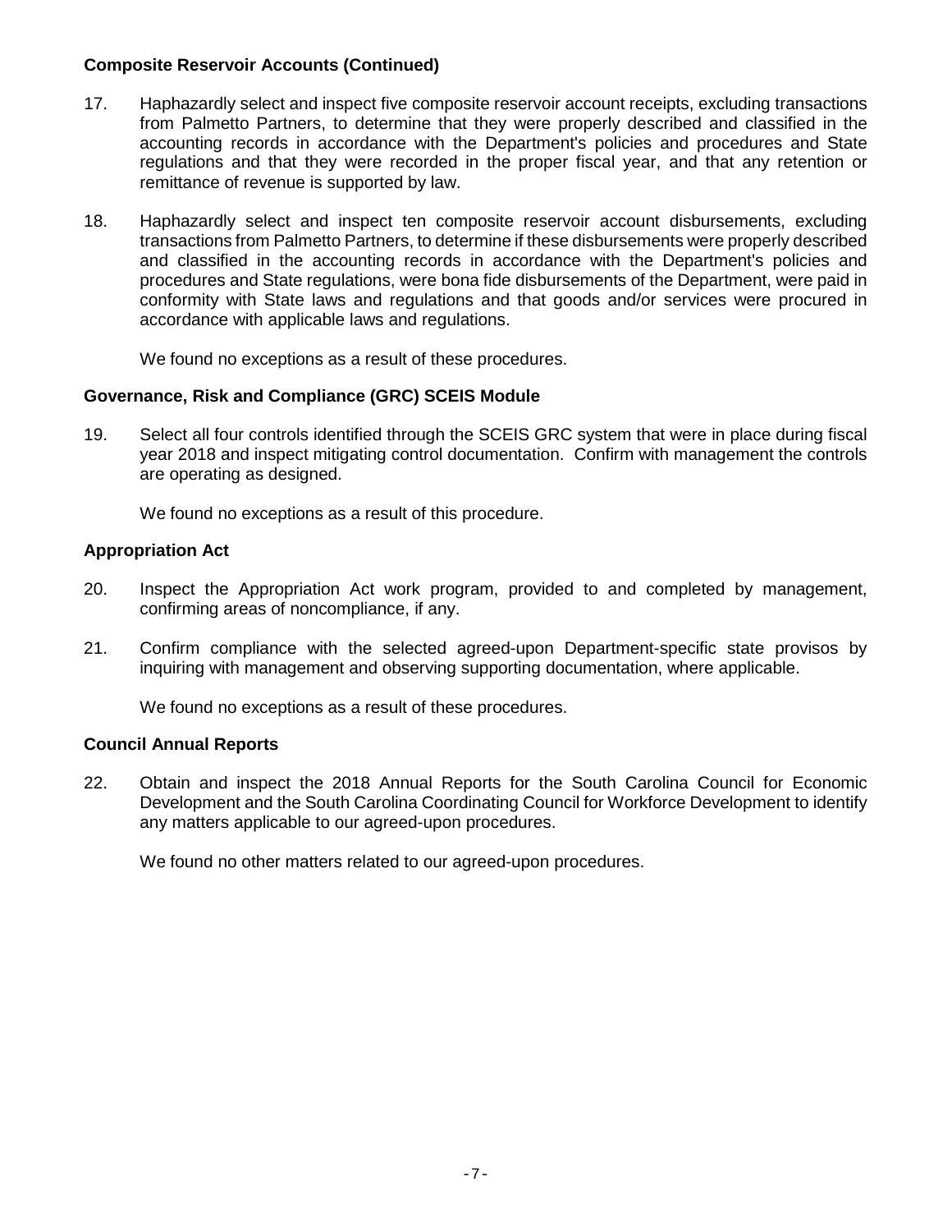**Composite Reservoir Accounts (Continued)**

17. Haphazardly select and inspect five composite reservoir account receipts, excluding transactions from Palmetto Partners, to determine that they were properly described and classified in the accounting records in accordance with the Department's policies and procedures and State regulations and that they were recorded in the proper fiscal year, and that any retention or remittance of revenue is supported by law.

18. Haphazardly select and inspect ten composite reservoir account disbursements, excluding transactions from Palmetto Partners, to determine if these disbursements were properly described and classified in the accounting records in accordance with the Department's policies and procedures and State regulations, were bona fide disbursements of the Department, were paid in conformity with State laws and regulations and that goods and/or services were procured in accordance with applicable laws and regulations.

    We found no exceptions as a result of these procedures.

**Governance, Risk and Compliance (GRC) SCEIS Module**

19. Select all four controls identified through the SCEIS GRC system that were in place during fiscal year 2018 and inspect mitigating control documentation. Confirm with management the controls are operating as designed.

    We found no exceptions as a result of this procedure.

**Appropriation Act**

20. Inspect the Appropriation Act work program, provided to and completed by management, confirming areas of noncompliance, if any.

21. Confirm compliance with the selected agreed-upon Department-specific state provisos by inquiring with management and observing supporting documentation, where applicable.

    We found no exceptions as a result of these procedures.

**Council Annual Reports**

22. Obtain and inspect the 2018 Annual Reports for the South Carolina Council for Economic Development and the South Carolina Coordinating Council for Workforce Development to identify any matters applicable to our agreed-upon procedures.

    We found no other matters related to our agreed-upon procedures.